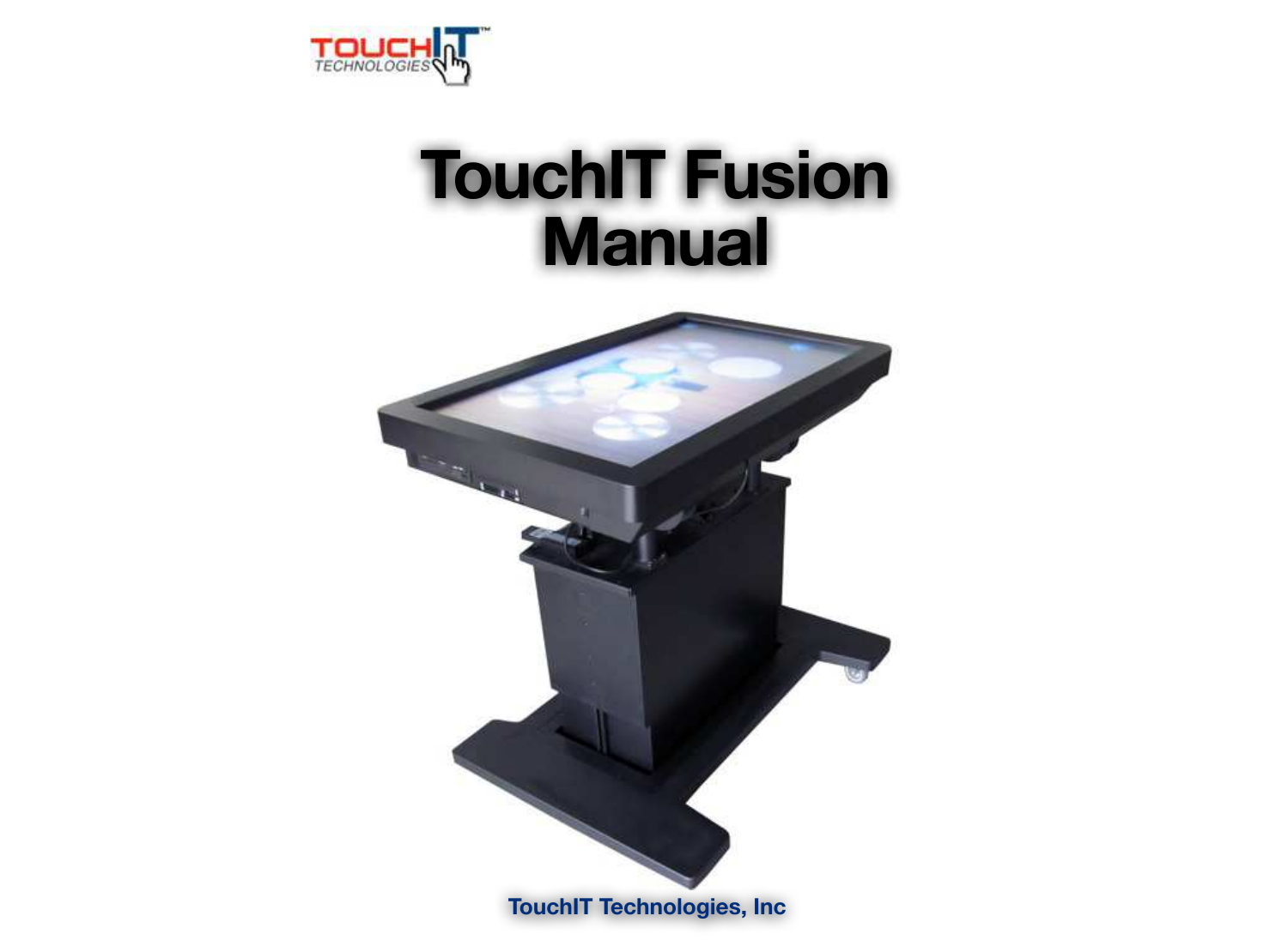# TouchIT Fusion Manual

TouchIT Technologies, Inc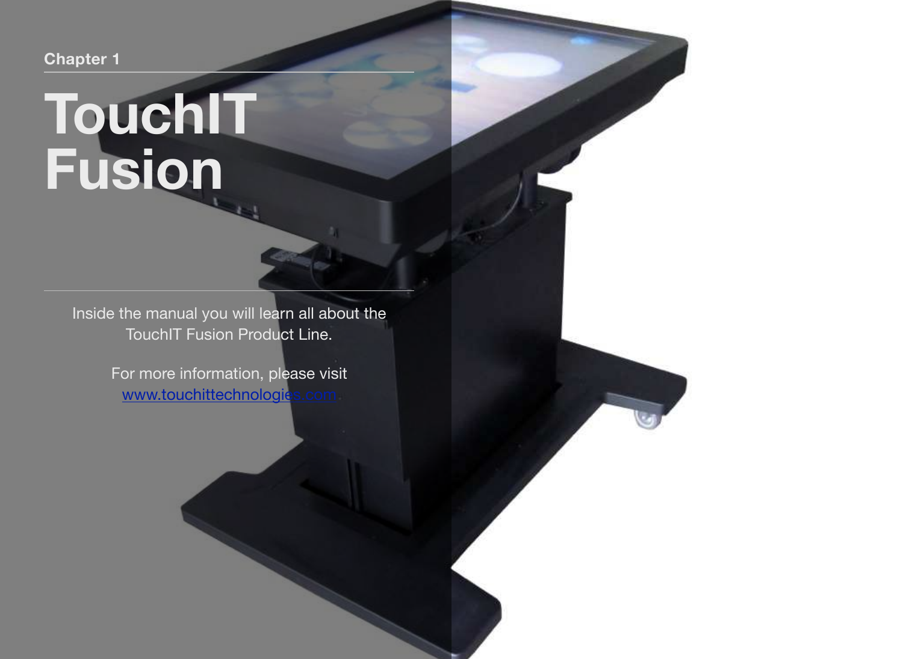Chapter 1

# TouchIT Fusion

Inside the manual you will learn all about the TouchIT Fusion Product Line.

For more information, please visit [www.touchittechnologies.com](http://www.touchittechnologies.com)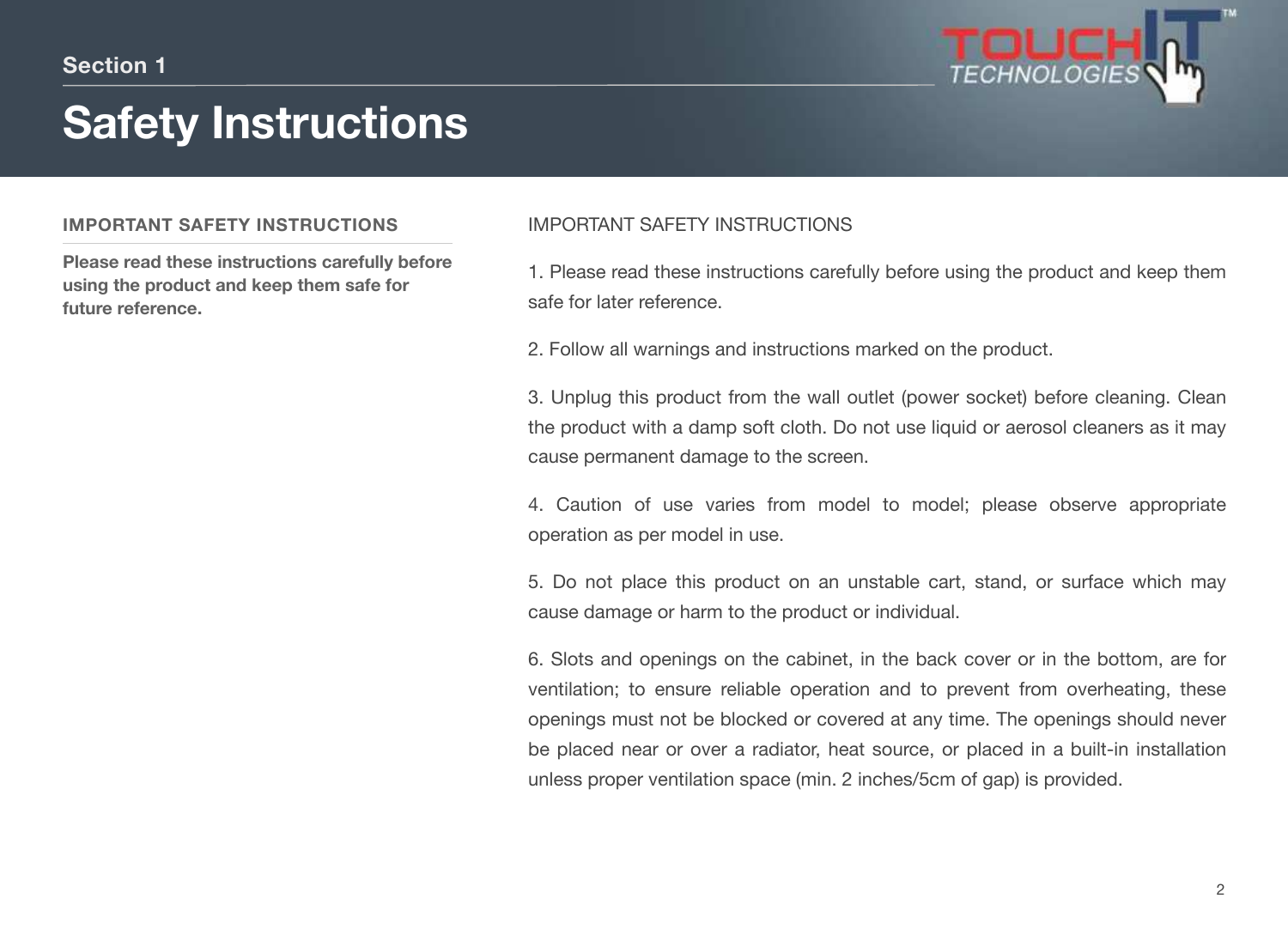Section 1

# Safety Instructions

**IMPORTANT SAFETY INSTRUCTIONS**

**Please read these instructions carefully before using the product and keep them safe for future reference.**

IMPORTANT SAFETY INSTRUCTIONS

1. Please read these instructions carefully before using the product and keep them safe for later reference.

2. Follow all warnings and instructions marked on the product.

3. Unplug this product from the wall outlet (power socket) before cleaning. Clean the product with a damp soft cloth. Do not use liquid or aerosol cleaners as it may cause permanent damage to the screen.

4. Caution of use varies from model to model; please observe appropriate operation as per model in use.

5. Do not place this product on an unstable cart, stand, or surface which may cause damage or harm to the product or individual.

6. Slots and openings on the cabinet, in the back cover or in the bottom, are for ventilation; to ensure reliable operation and to prevent from overheating, these openings must not be blocked or covered at any time. The openings should never be placed near or over a radiator, heat source, or placed in a built-in installation unless proper ventilation space (min. 2 inches/5cm of gap) is provided.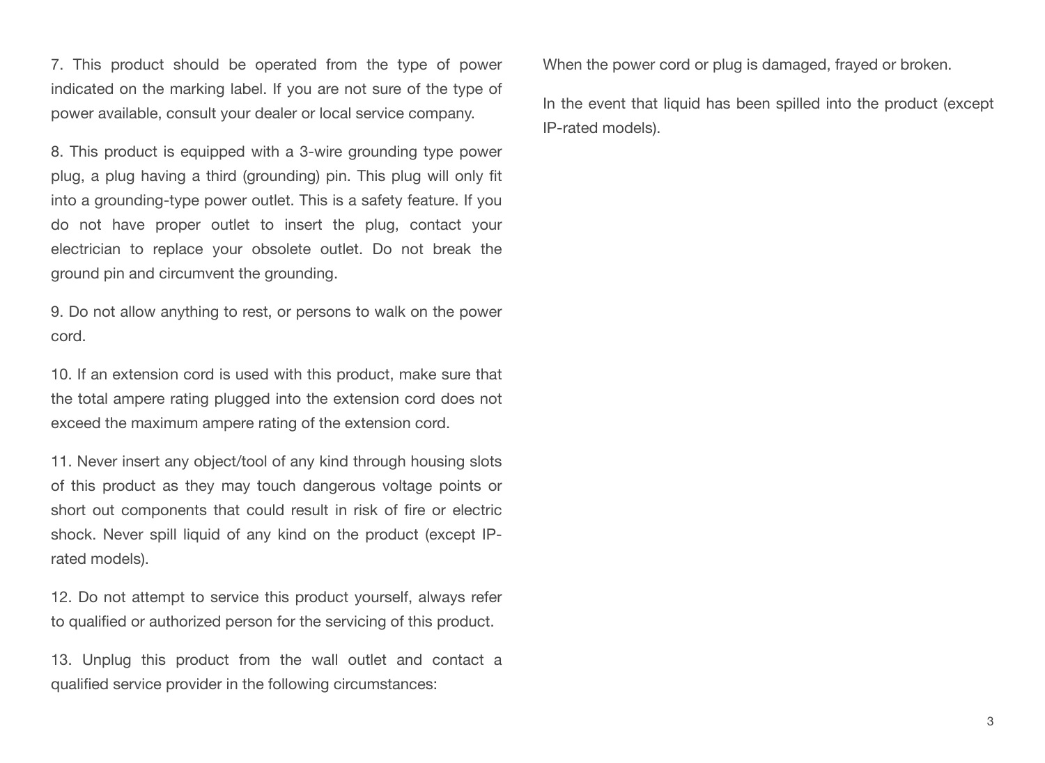7. This product should be operated from the type of power indicated on the marking label. If you are not sure of the type of power available, consult your dealer or local service company.

8. This product is equipped with a 3-wire grounding type power plug, a plug having a third (grounding) pin. This plug will only fit into a grounding-type power outlet. This is a safety feature. If you do not have proper outlet to insert the plug, contact your electrician to replace your obsolete outlet. Do not break the ground pin and circumvent the grounding.

9. Do not allow anything to rest, or persons to walk on the power cord.

10. If an extension cord is used with this product, make sure that the total ampere rating plugged into the extension cord does not exceed the maximum ampere rating of the extension cord.

11. Never insert any object/tool of any kind through housing slots of this product as they may touch dangerous voltage points or short out components that could result in risk of fire or electric shock. Never spill liquid of any kind on the product (except IP-rated models).

12. Do not attempt to service this product yourself, always refer to qualified or authorized person for the servicing of this product.

13. Unplug this product from the wall outlet and contact a qualified service provider in the following circumstances:

When the power cord or plug is damaged, frayed or broken.

In the event that liquid has been spilled into the product (except IP-rated models).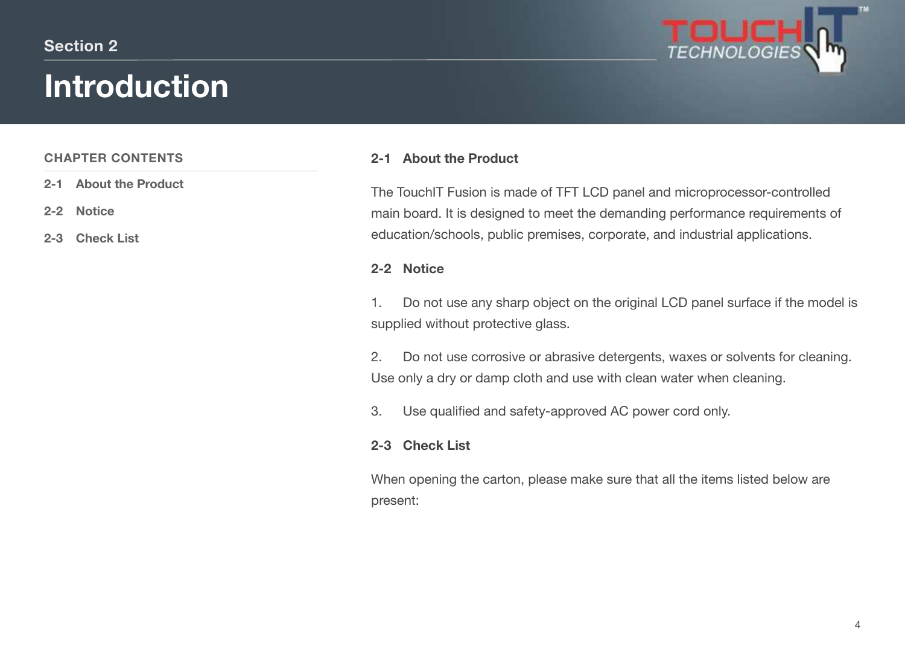Section 2

# Introduction

**CHAPTER CONTENTS**

**2-1 About the Product**

**2-2 Notice**

**2-3 Check List**

## 2-1 About the Product

The TouchIT Fusion is made of TFT LCD panel and microprocessor-controlled main board. It is designed to meet the demanding performance requirements of education/schools, public premises, corporate, and industrial applications.

## 2-2 Notice

1. Do not use any sharp object on the original LCD panel surface if the model is supplied without protective glass.

2. Do not use corrosive or abrasive detergents, waxes or solvents for cleaning. Use only a dry or damp cloth and use with clean water when cleaning.

3. Use qualified and safety-approved AC power cord only.

## 2-3 Check List

When opening the carton, please make sure that all the items listed below are present: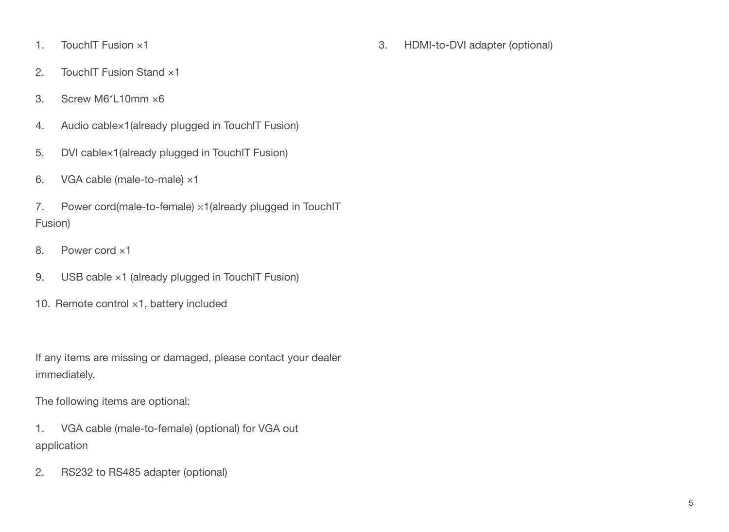1. TouchIT Fusion ×1
2. TouchIT Fusion Stand ×1
3. Screw M6*L10mm ×6
4. Audio cable×1(already plugged in TouchIT Fusion)
5. DVI cable×1(already plugged in TouchIT Fusion)
6. VGA cable (male-to-male) ×1
7. Power cord(male-to-female) ×1(already plugged in TouchIT Fusion)
8. Power cord ×1
9. USB cable ×1 (already plugged in TouchIT Fusion)
10. Remote control ×1, battery included

If any items are missing or damaged, please contact your dealer immediately.

The following items are optional:

1. VGA cable (male-to-female) (optional) for VGA out application
2. RS232 to RS485 adapter (optional)
3. HDMI-to-DVI adapter (optional)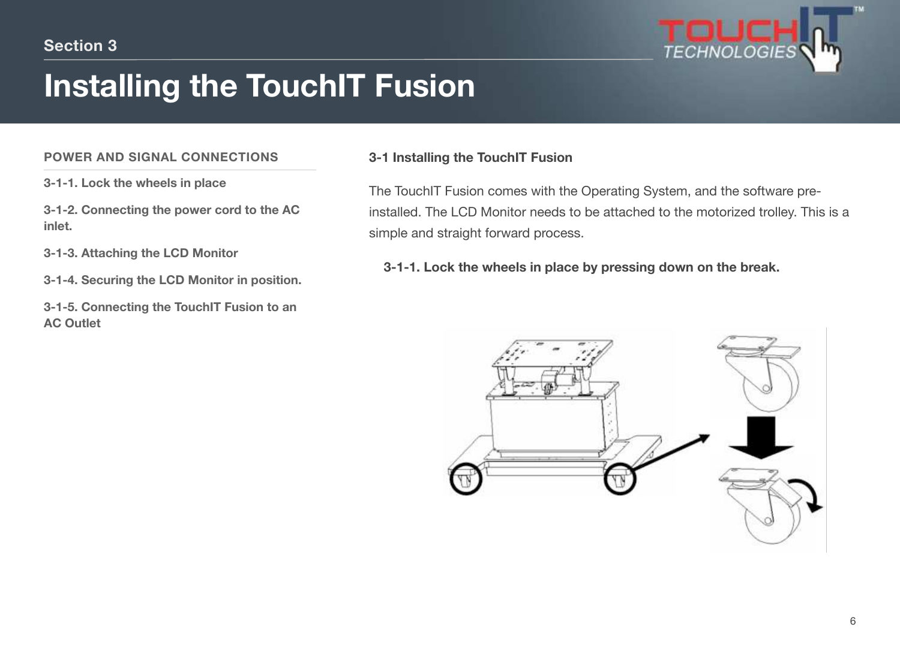Section 3

# Installing the TouchIT Fusion

## POWER AND SIGNAL CONNECTIONS

**3-1-1. Lock the wheels in place**

**3-1-2. Connecting the power cord to the AC inlet.**

**3-1-3. Attaching the LCD Monitor**

**3-1-4. Securing the LCD Monitor in position.**

**3-1-5. Connecting the TouchIT Fusion to an AC Outlet**

## 3-1 Installing the TouchIT Fusion

The TouchIT Fusion comes with the Operating System, and the software pre-installed. The LCD Monitor needs to be attached to the motorized trolley. This is a simple and straight forward process.

**3-1-1. Lock the wheels in place by pressing down on the break.**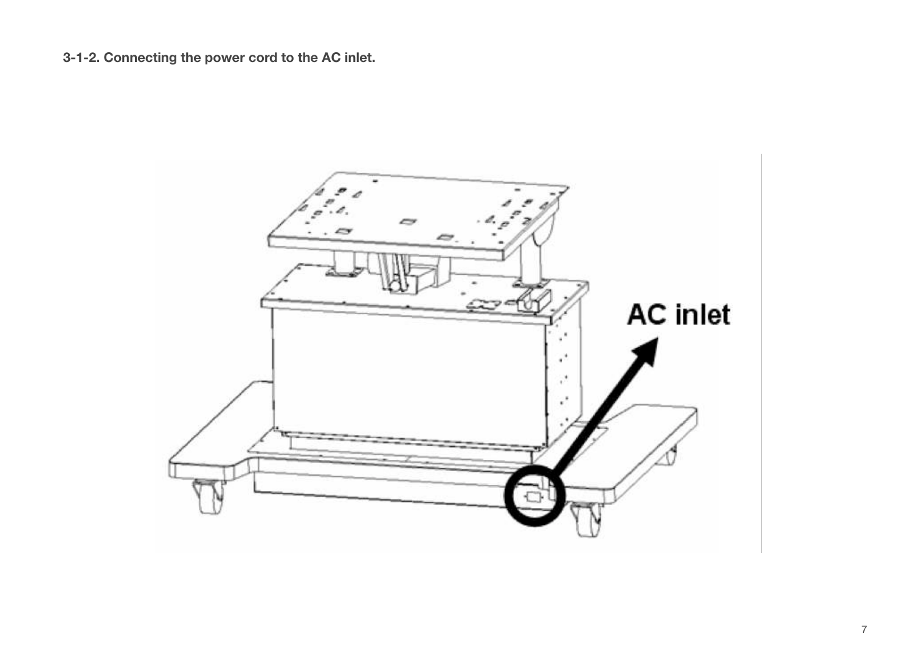**3-1-2. Connecting the power cord to the AC inlet.**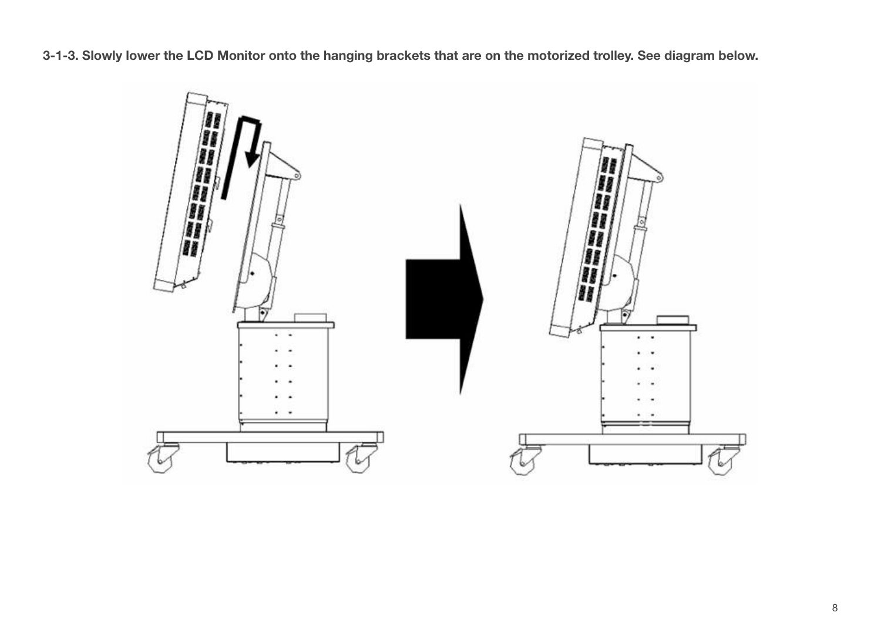**3-1-3. Slowly lower the LCD Monitor onto the hanging brackets that are on the motorized trolley. See diagram below.**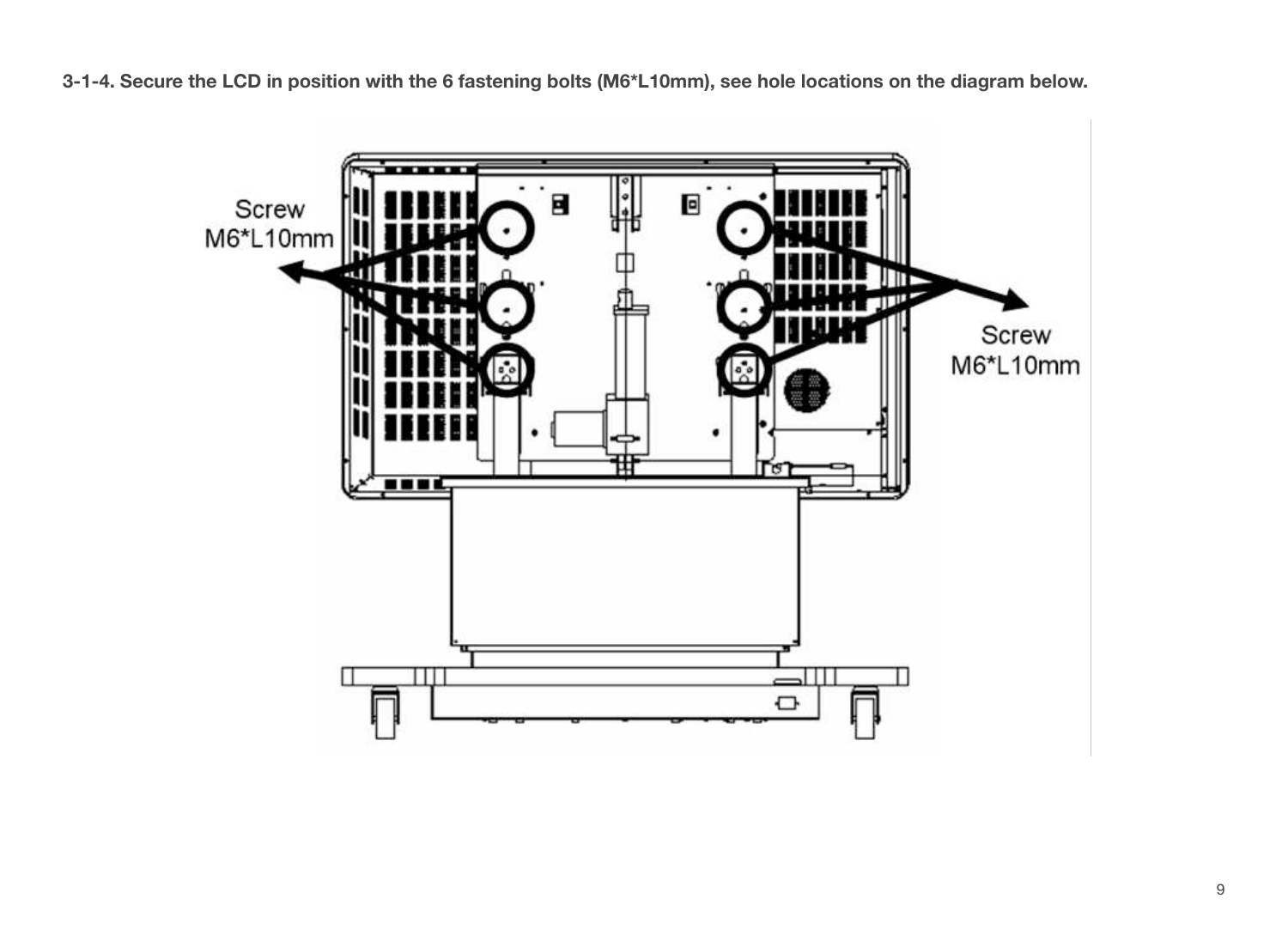**3-1-4. Secure the LCD in position with the 6 fastening bolts (M6*L10mm), see hole locations on the diagram below.**

Screw M6*L10mm

Screw M6*L10mm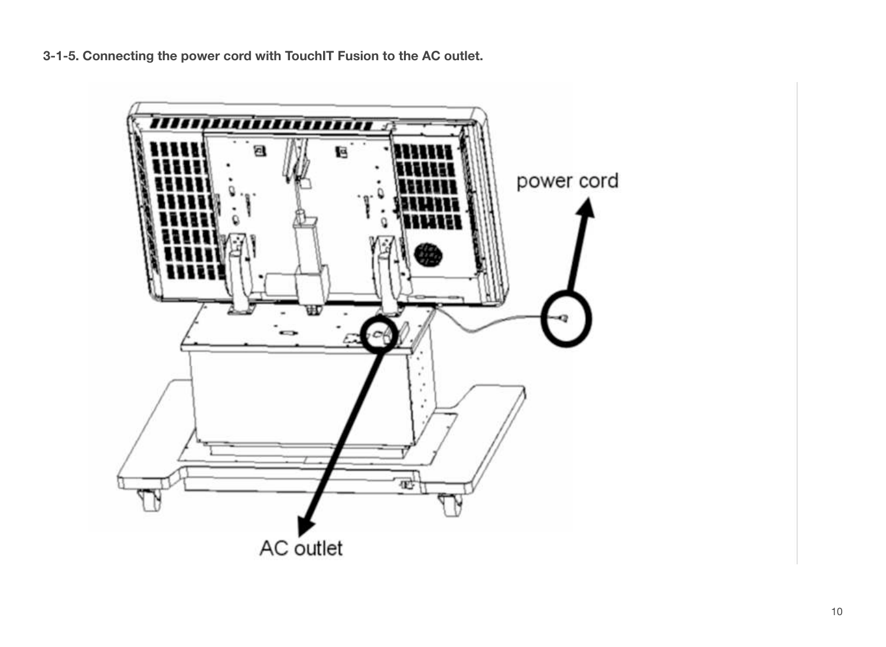**3-1-5. Connecting the power cord with TouchIT Fusion to the AC outlet.**

power cord

AC outlet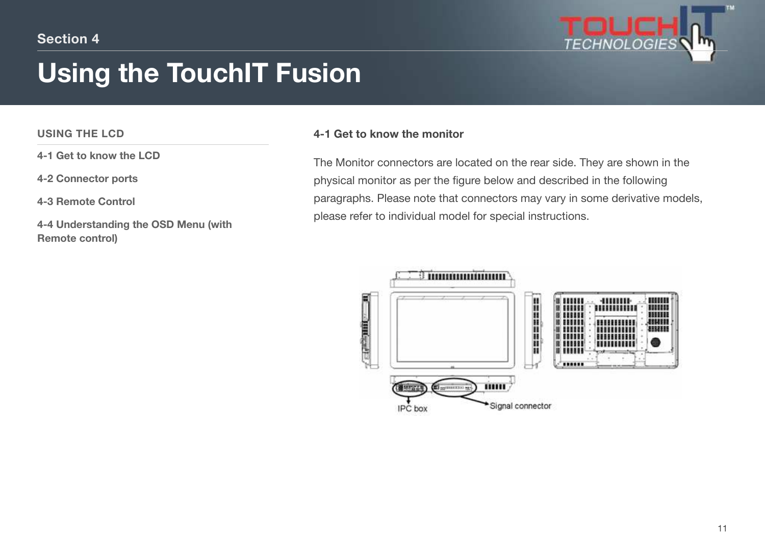Section 4

# Using the TouchIT Fusion

## USING THE LCD

**4-1 Get to know the LCD**

**4-2 Connector ports**

**4-3 Remote Control**

**4-4 Understanding the OSD Menu (with Remote control)**

### 4-1 Get to know the monitor

The Monitor connectors are located on the rear side. They are shown in the physical monitor as per the figure below and described in the following paragraphs. Please note that connectors may vary in some derivative models, please refer to individual model for special instructions.

IPC box

Signal connector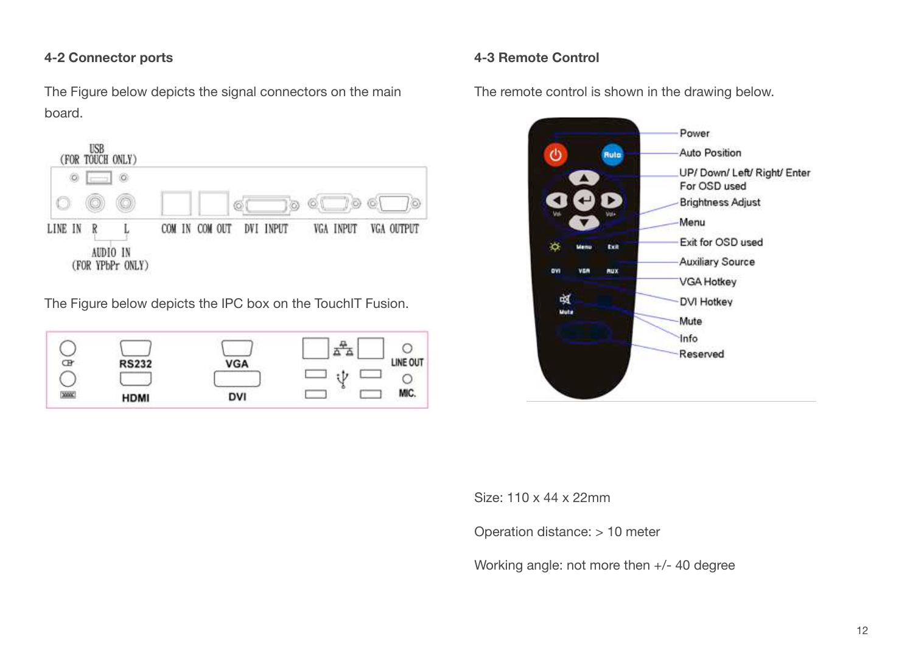#### 4-2 Connector ports

The Figure below depicts the signal connectors on the main board.

The Figure below depicts the IPC box on the TouchIT Fusion.

#### 4-3 Remote Control

The remote control is shown in the drawing below.

Size: 110 x 44 x 22mm

Operation distance: > 10 meter

Working angle: not more then +/- 40 degree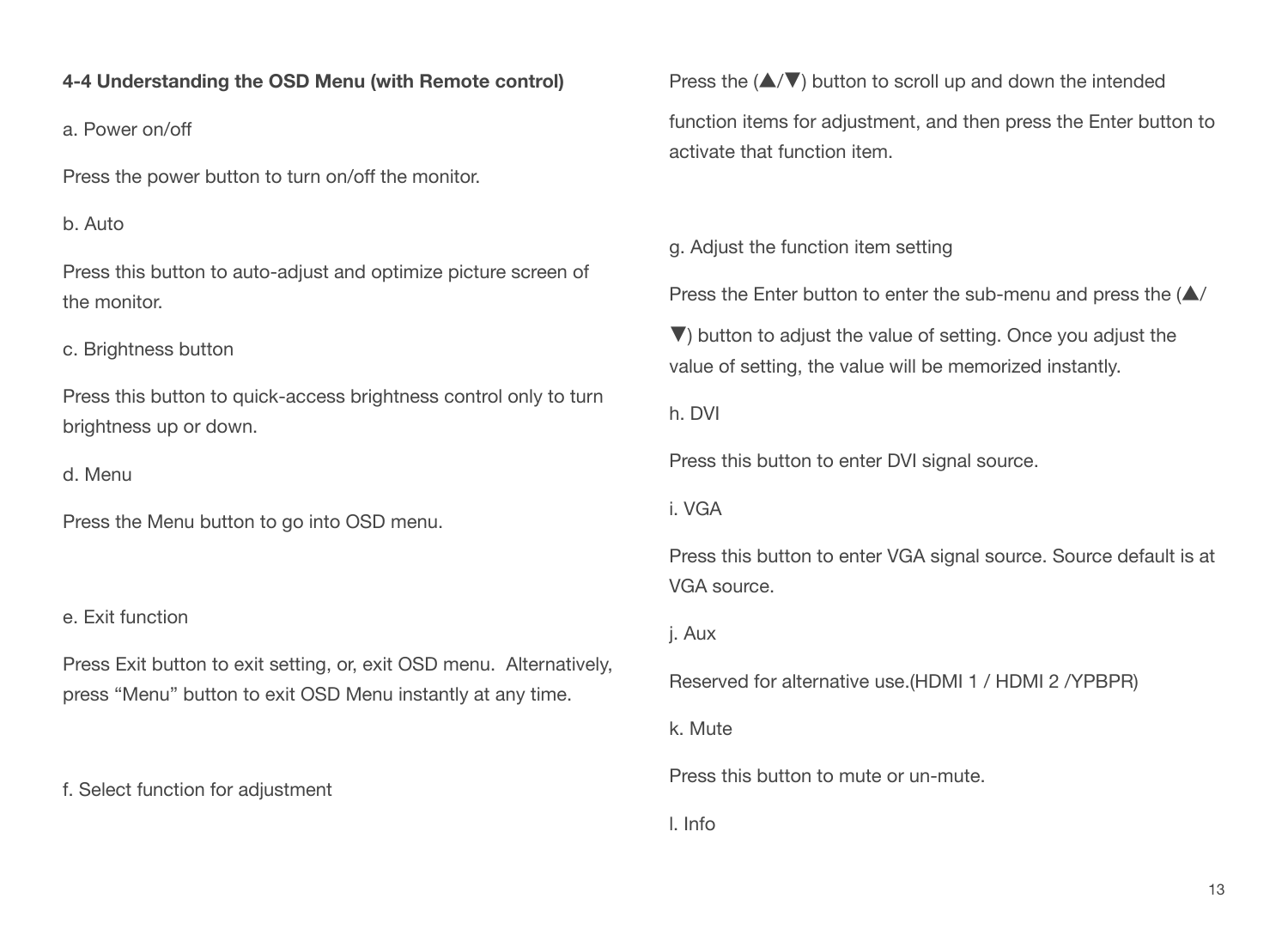**4-4 Understanding the OSD Menu (with Remote control)**

a. Power on/off

Press the power button to turn on/off the monitor.

b. Auto

Press this button to auto-adjust and optimize picture screen of the monitor.

c. Brightness button

Press this button to quick-access brightness control only to turn brightness up or down.

d. Menu

Press the Menu button to go into OSD menu.

e. Exit function

Press Exit button to exit setting, or, exit OSD menu.  Alternatively, press “Menu” button to exit OSD Menu instantly at any time.

f. Select function for adjustment

Press the (▲/▼) button to scroll up and down the intended function items for adjustment, and then press the Enter button to activate that function item.

g. Adjust the function item setting

Press the Enter button to enter the sub-menu and press the (▲/▼) button to adjust the value of setting. Once you adjust the value of setting, the value will be memorized instantly.

h. DVI

Press this button to enter DVI signal source.

i. VGA

Press this button to enter VGA signal source. Source default is at VGA source.

j. Aux

Reserved for alternative use.(HDMI 1 / HDMI 2 /YPBPR)

k. Mute

Press this button to mute or un-mute.

l. Info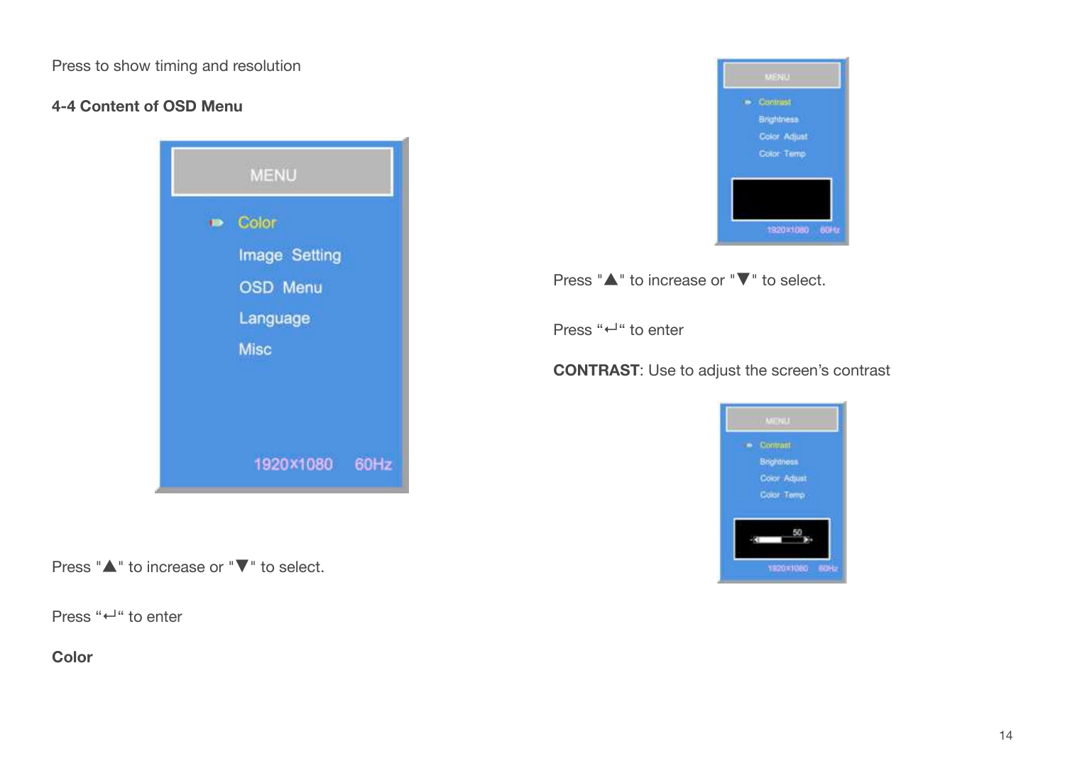Press to show timing and resolution

**4-4 Content of OSD Menu**

Press "▲" to increase or "▼" to select.

Press “↵“ to enter

**Color**

Press "▲" to increase or "▼" to select.

Press “↵“ to enter

**CONTRAST**: Use to adjust the screen’s contrast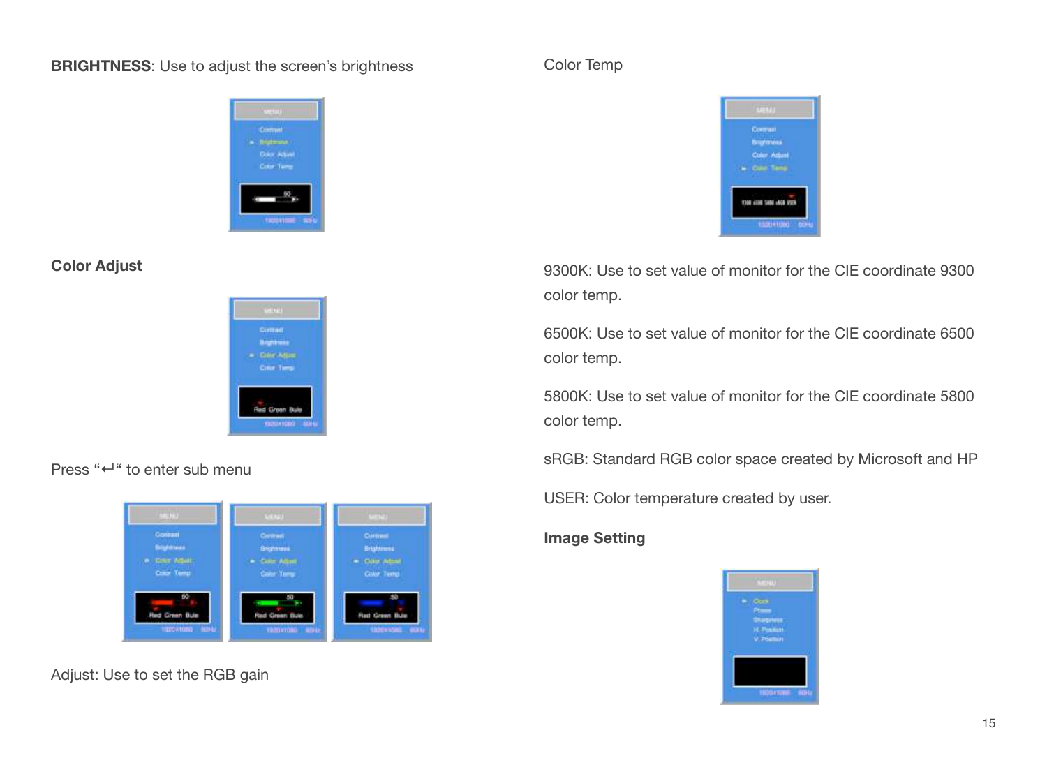**BRIGHTNESS**: Use to adjust the screen's brightness

**Color Adjust**

Press "↵" to enter sub menu

Adjust: Use to set the RGB gain

Color Temp

9300K: Use to set value of monitor for the CIE coordinate 9300 color temp.

6500K: Use to set value of monitor for the CIE coordinate 6500 color temp.

5800K: Use to set value of monitor for the CIE coordinate 5800 color temp.

sRGB: Standard RGB color space created by Microsoft and HP

USER: Color temperature created by user.

**Image Setting**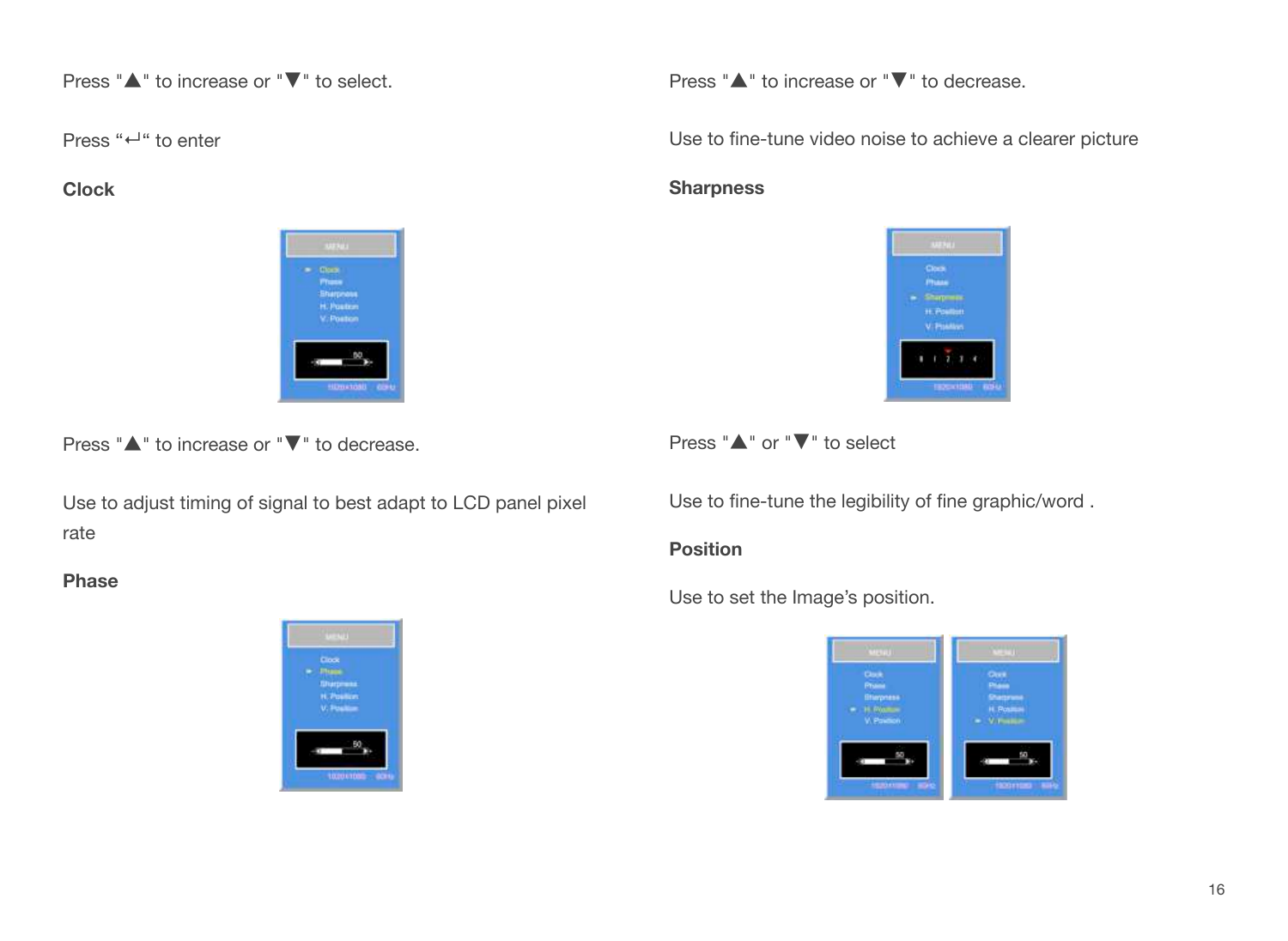Press "▲" to increase or "▼" to select.

Press "↵" to enter

**Clock**

Press "▲" to increase or "▼" to decrease.

Use to adjust timing of signal to best adapt to LCD panel pixel rate

**Phase**

Press "▲" to increase or "▼" to decrease.

Use to fine-tune video noise to achieve a clearer picture

**Sharpness**

Press "▲" or "▼" to select

Use to fine-tune the legibility of fine graphic/word .

**Position**

Use to set the Image's position.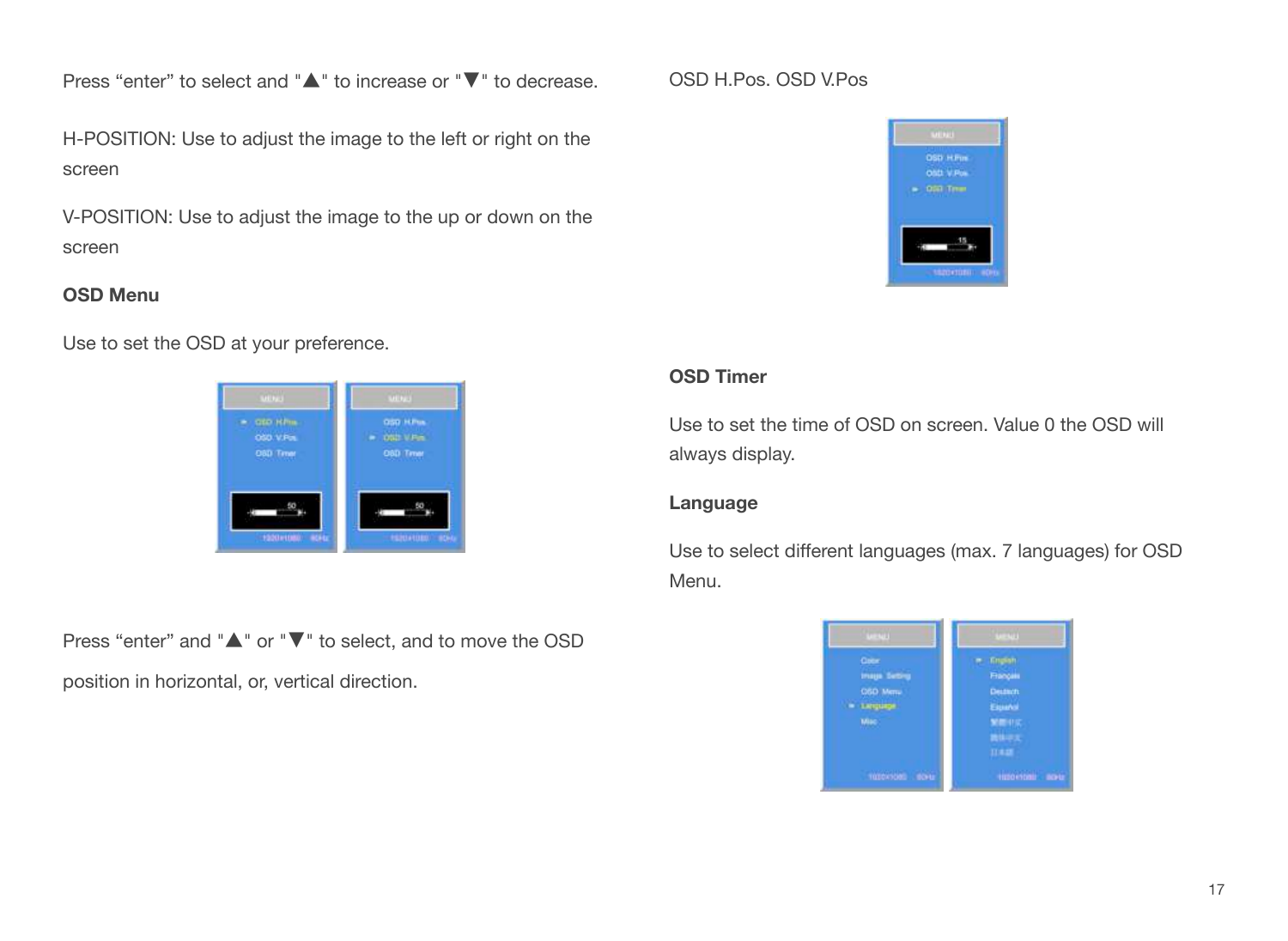Press “enter” to select and "▲" to increase or "▼" to decrease.

H-POSITION: Use to adjust the image to the left or right on the screen

V-POSITION: Use to adjust the image to the up or down on the screen

**OSD Menu**

Use to set the OSD at your preference.

Press “enter” and "▲" or "▼" to select, and to move the OSD

position in horizontal, or, vertical direction.

OSD H.Pos. OSD V.Pos

**OSD Timer**

Use to set the time of OSD on screen. Value 0 the OSD will always display.

**Language**

Use to select different languages (max. 7 languages) for OSD Menu.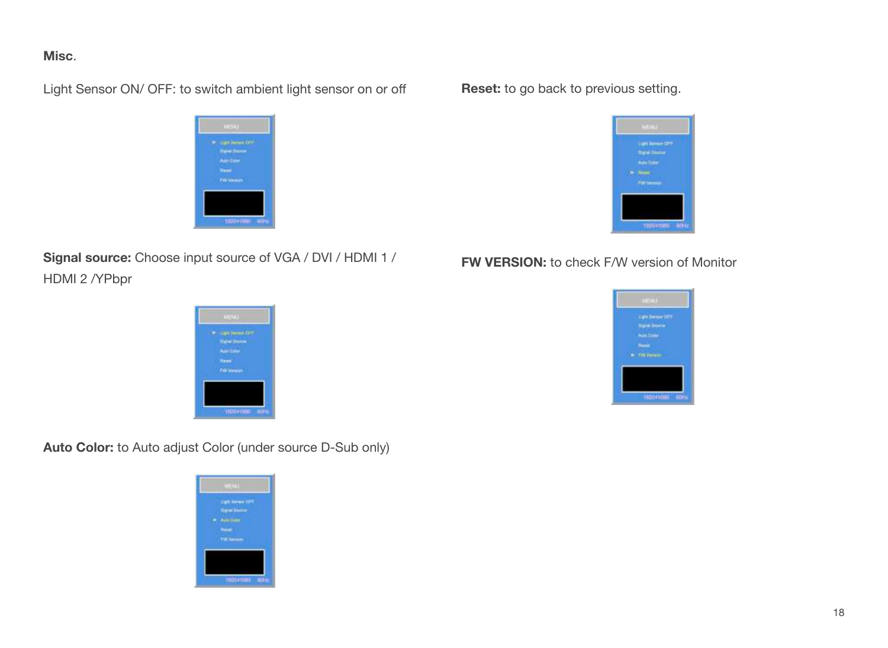**Misc**.

Light Sensor ON/ OFF: to switch ambient light sensor on or off

**Signal source:** Choose input source of VGA / DVI / HDMI 1 / HDMI 2 /YPbpr

**Auto Color:** to Auto adjust Color (under source D-Sub only)

**Reset:** to go back to previous setting.

**FW VERSION:** to check F/W version of Monitor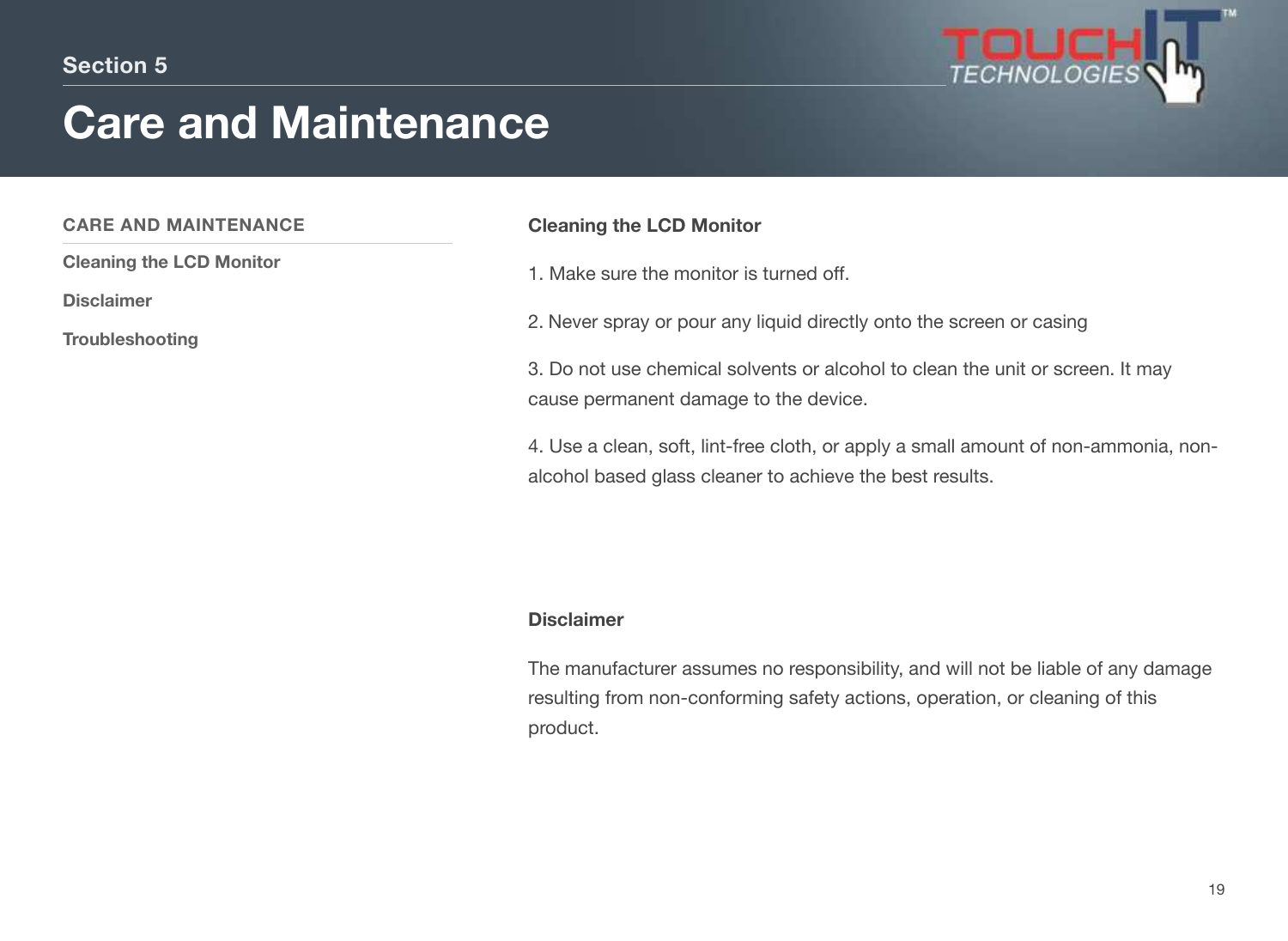Section 5

# Care and Maintenance

**CARE AND MAINTENANCE**

**Cleaning the LCD Monitor**

**Disclaimer**

**Troubleshooting**

## Cleaning the LCD Monitor

1. Make sure the monitor is turned off.

2. Never spray or pour any liquid directly onto the screen or casing

3. Do not use chemical solvents or alcohol to clean the unit or screen. It may cause permanent damage to the device.

4. Use a clean, soft, lint-free cloth, or apply a small amount of non-ammonia, non-alcohol based glass cleaner to achieve the best results.

## Disclaimer

The manufacturer assumes no responsibility, and will not be liable of any damage resulting from non-conforming safety actions, operation, or cleaning of this product.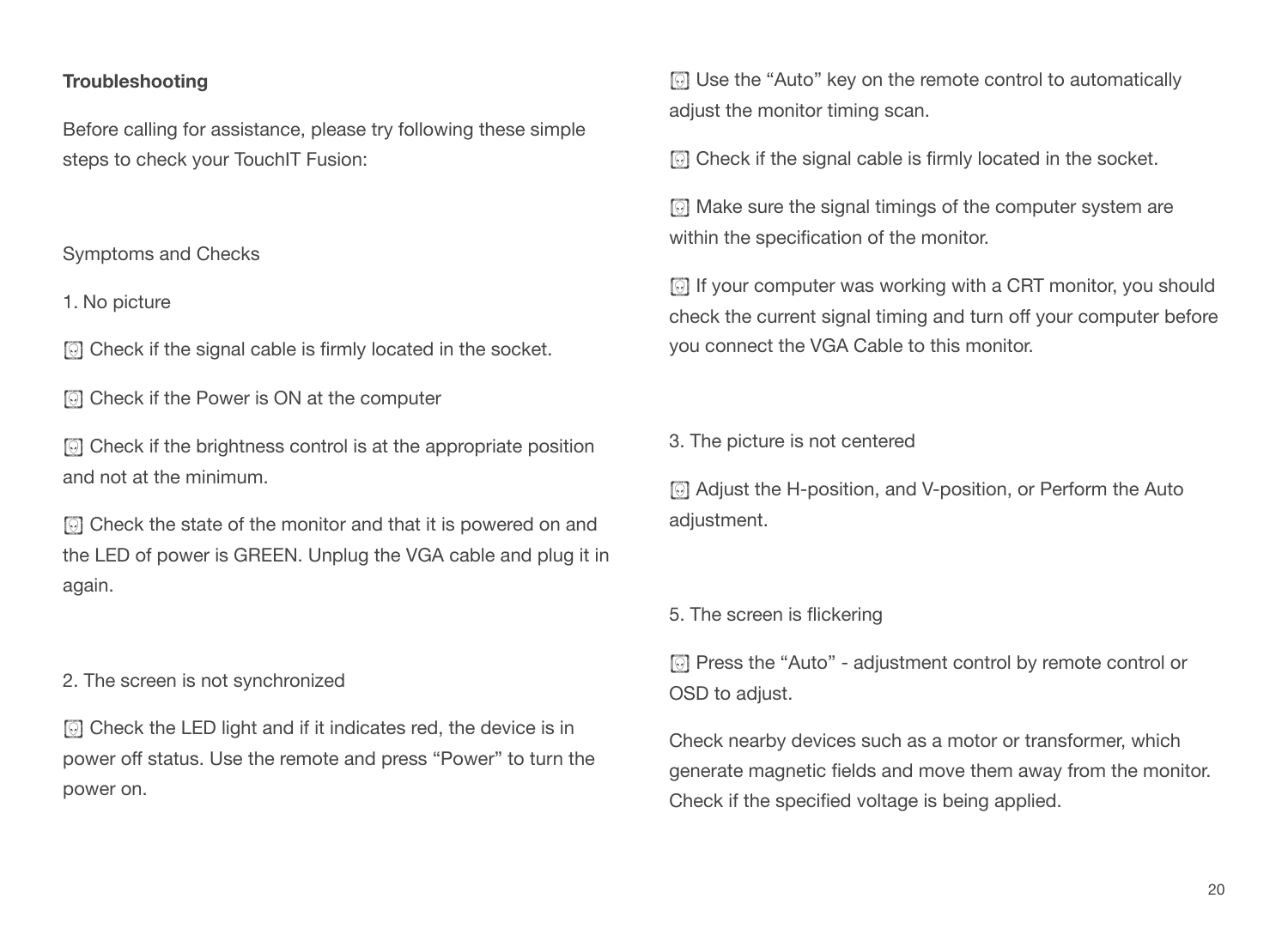**Troubleshooting**

Before calling for assistance, please try following these simple steps to check your TouchIT Fusion:

Symptoms and Checks

1. No picture

- Check if the signal cable is firmly located in the socket.
- Check if the Power is ON at the computer
- Check if the brightness control is at the appropriate position and not at the minimum.
- Check the state of the monitor and that it is powered on and the LED of power is GREEN. Unplug the VGA cable and plug it in again.

2. The screen is not synchronized

- Check the LED light and if it indicates red, the device is in power off status. Use the remote and press “Power” to turn the power on.
- Use the “Auto” key on the remote control to automatically adjust the monitor timing scan.
- Check if the signal cable is firmly located in the socket.
- Make sure the signal timings of the computer system are within the specification of the monitor.
- If your computer was working with a CRT monitor, you should check the current signal timing and turn off your computer before you connect the VGA Cable to this monitor.

3. The picture is not centered

- Adjust the H-position, and V-position, or Perform the Auto adjustment.

5. The screen is flickering

- Press the “Auto” - adjustment control by remote control or OSD to adjust.

Check nearby devices such as a motor or transformer, which generate magnetic fields and move them away from the monitor. Check if the specified voltage is being applied.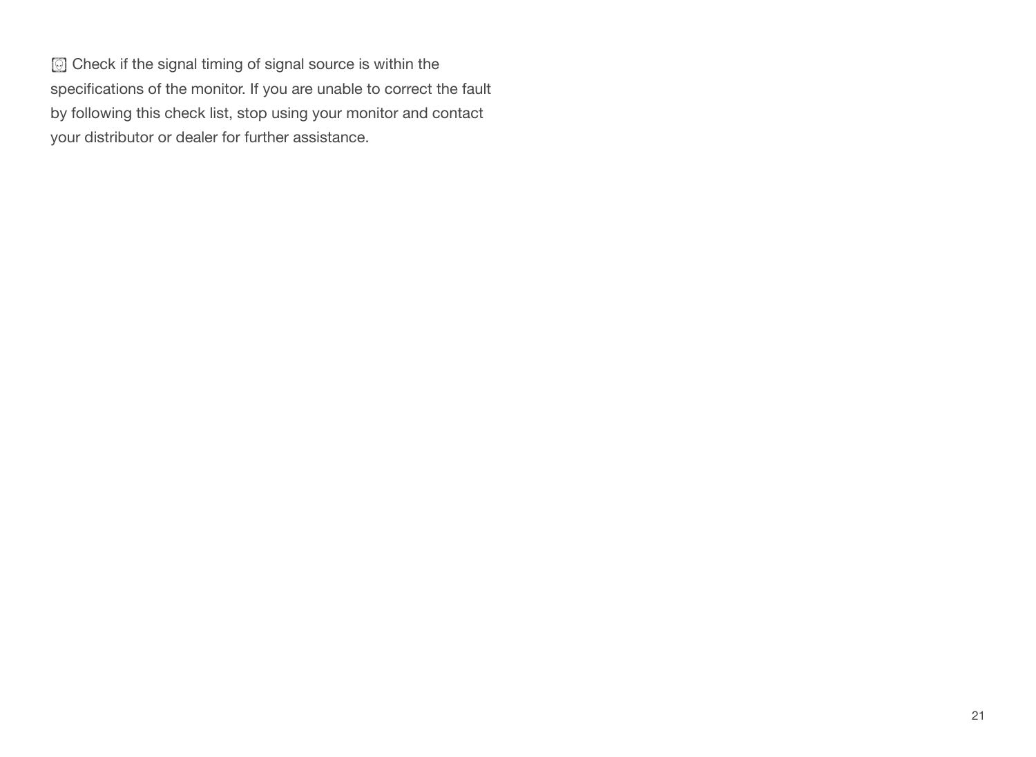Check if the signal timing of signal source is within the specifications of the monitor. If you are unable to correct the fault by following this check list, stop using your monitor and contact your distributor or dealer for further assistance.